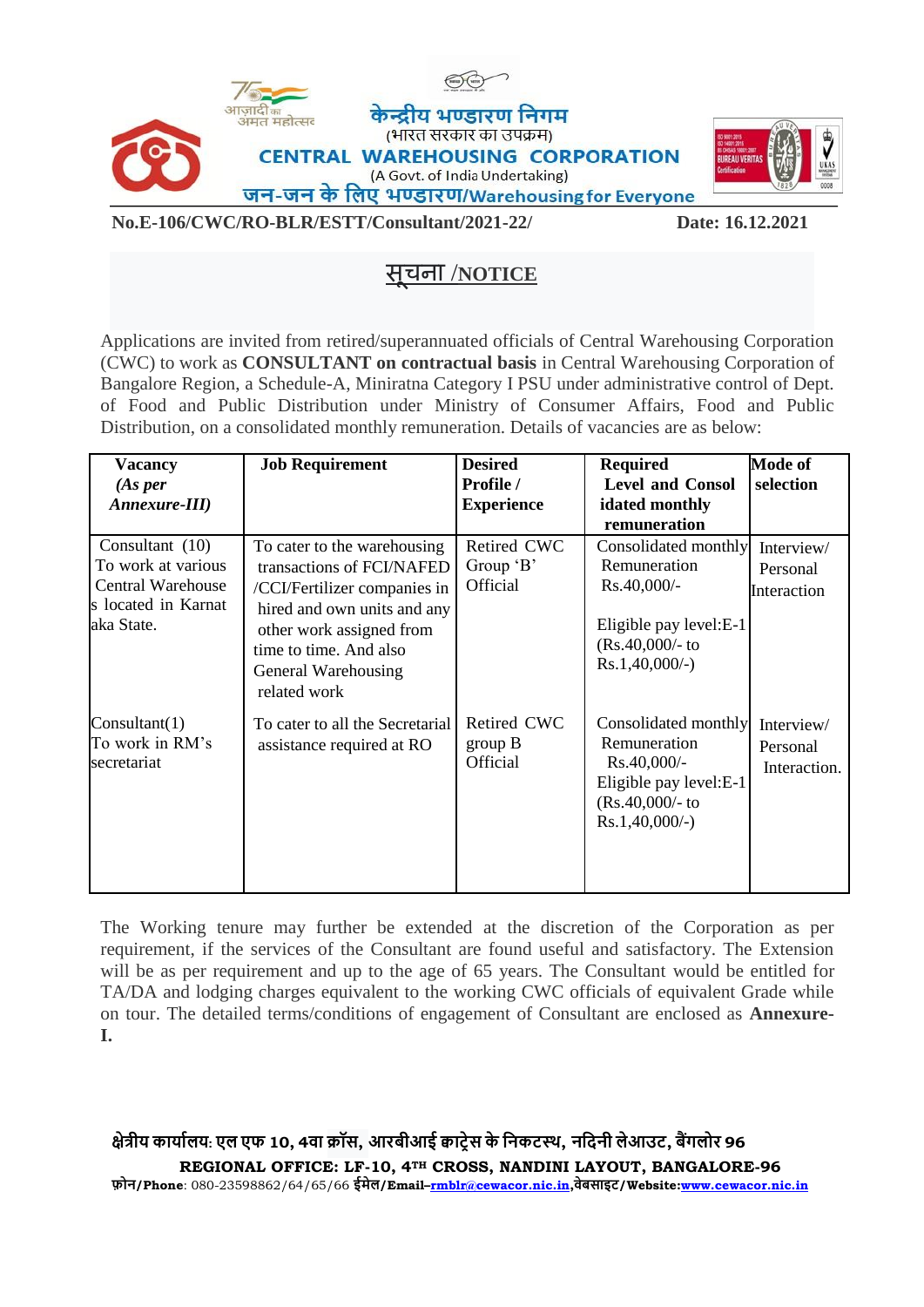केन्द्रीय भण्डारण निगम
(भारत सरकार का उपक्रम)
**CENTRAL WAREHOUSING CORPORATION**
(A Govt. of India Undertaking)
जन-जन के लिए भण्डारण/Warehousing for Everyone

**No.E-106/CWC/RO-BLR/ESTT/Consultant/2021-22/** **Date: 16.12.2021**

## सूचना /NOTICE

Applications are invited from retired/superannuated officials of Central Warehousing Corporation (CWC) to work as **CONSULTANT on contractual basis** in Central Warehousing Corporation of Bangalore Region, a Schedule-A, Miniratna Category I PSU under administrative control of Dept. of Food and Public Distribution under Ministry of Consumer Affairs, Food and Public Distribution, on a consolidated monthly remuneration. Details of vacancies are as below:

| **Vacancy *(As per Annexure-III)*** | **Job Requirement** | **Desired Profile / Experience** | **Required Level and Consolidated monthly remuneration** | **Mode of selection** |
|---|---|---|---|---|
| Consultant (10) To work at various Central Warehouses located in Karnataka State. | To cater to the warehousing transactions of FCI/NAFED /CCI/Fertilizer companies in hired and own units and any other work assigned from time to time. And also General Warehousing related work | Retired CWC Group 'B' Official | Consolidated monthly Remuneration Rs.40,000/- Eligible pay level:E-1 (Rs.40,000/- to Rs.1,40,000/-) | Interview/ Personal Interaction |
| Consultant(1) To work in RM's secretariat | To cater to all the Secretarial assistance required at RO | Retired CWC group B Official | Consolidated monthly Remuneration Rs.40,000/- Eligible pay level:E-1 (Rs.40,000/- to Rs.1,40,000/-) | Interview/ Personal Interaction. |

The Working tenure may further be extended at the discretion of the Corporation as per requirement, if the services of the Consultant are found useful and satisfactory. The Extension will be as per requirement and up to the age of 65 years. The Consultant would be entitled for TA/DA and lodging charges equivalent to the working CWC officials of equivalent Grade while on tour. The detailed terms/conditions of engagement of Consultant are enclosed as **Annexure-I.**

**क्षेत्रीय कार्यालय: एल एफ 10, 4वा क्रॉस, आरबीआई क्वाट्रेस के निकटस्थ, नंदिनी लेआउट, बैंगलोर 96**
**REGIONAL OFFICE: LF-10, 4TH CROSS, NANDINI LAYOUT, BANGALORE-96**
फ़ोन/**Phone**: 080-23598862/64/65/66 ईमेल/**Email**–rmblr@cewacor.nic.in,वेबसाइट/**Website**:www.cewacor.nic.in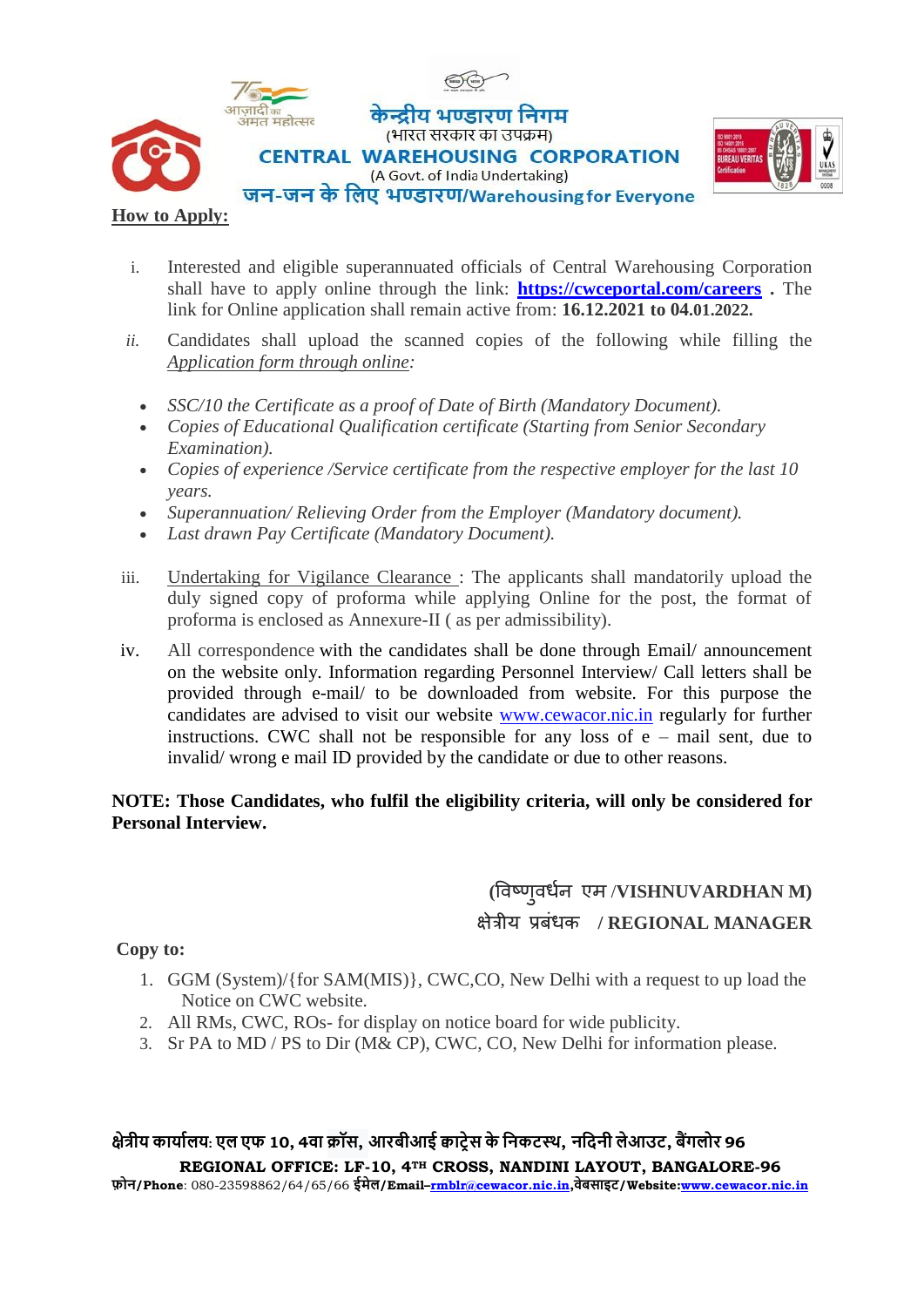**How to Apply:**

i. Interested and eligible superannuated officials of Central Warehousing Corporation shall have to apply online through the link: **https://cwceportal.com/careers** . The link for Online application shall remain active from: **16.12.2021 to 04.01.2022.**

*ii.* Candidates shall upload the scanned copies of the following while filling the *Application form through online:*

- *SSC/10 the Certificate as a proof of Date of Birth (Mandatory Document).*
- *Copies of Educational Qualification certificate (Starting from Senior Secondary Examination).*
- *Copies of experience /Service certificate from the respective employer for the last 10 years.*
- *Superannuation/ Relieving Order from the Employer (Mandatory document).*
- *Last drawn Pay Certificate (Mandatory Document).*

iii. Undertaking for Vigilance Clearance : The applicants shall mandatorily upload the duly signed copy of proforma while applying Online for the post, the format of proforma is enclosed as Annexure-II ( as per admissibility).

iv. All correspondence with the candidates shall be done through Email/ announcement on the website only. Information regarding Personnel Interview/ Call letters shall be provided through e-mail/ to be downloaded from website. For this purpose the candidates are advised to visit our website www.cewacor.nic.in regularly for further instructions. CWC shall not be responsible for any loss of e – mail sent, due to invalid/ wrong e mail ID provided by the candidate or due to other reasons.

**NOTE: Those Candidates, who fulfil the eligibility criteria, will only be considered for Personal Interview.**

(विष्णुवर्धन एम /**VISHNUVARDHAN M)**
क्षेत्रीय प्रबंधक / **REGIONAL MANAGER**

**Copy to:**

1. GGM (System)/{for SAM(MIS)}, CWC,CO, New Delhi with a request to up load the Notice on CWC website.
2. All RMs, CWC, ROs- for display on notice board for wide publicity.
3. Sr PA to MD / PS to Dir (M& CP), CWC, CO, New Delhi for information please.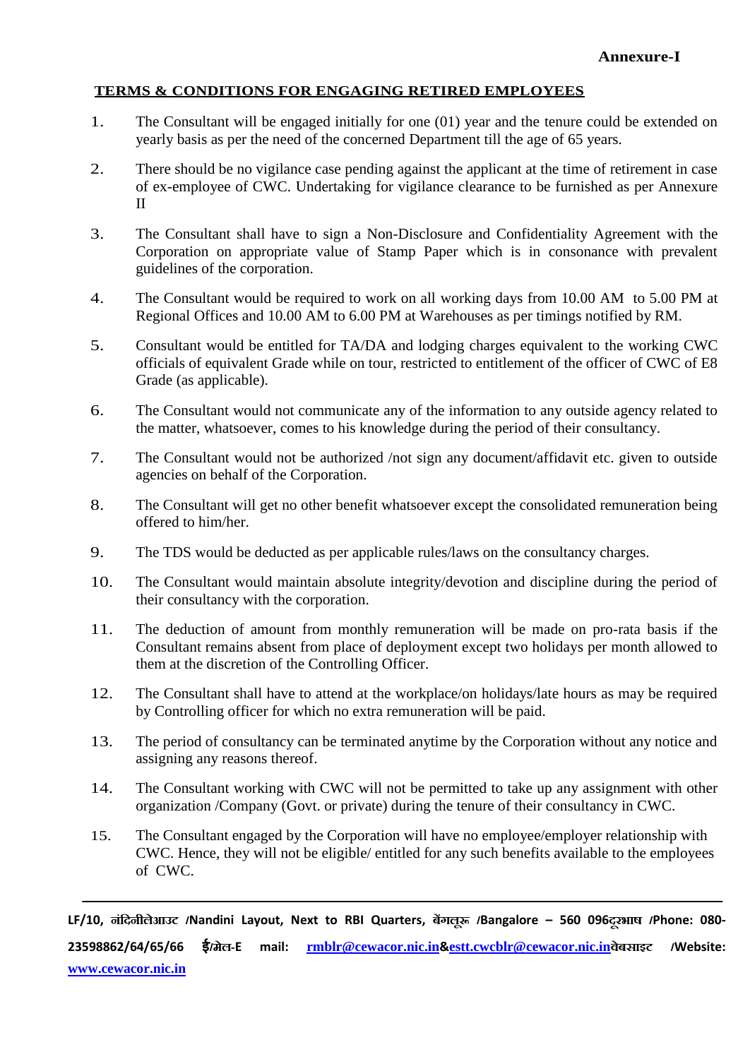**Annexure-I**

## TERMS & CONDITIONS FOR ENGAGING RETIRED EMPLOYEES

1. The Consultant will be engaged initially for one (01) year and the tenure could be extended on yearly basis as per the need of the concerned Department till the age of 65 years.

2. There should be no vigilance case pending against the applicant at the time of retirement in case of ex-employee of CWC. Undertaking for vigilance clearance to be furnished as per Annexure II

3. The Consultant shall have to sign a Non-Disclosure and Confidentiality Agreement with the Corporation on appropriate value of Stamp Paper which is in consonance with prevalent guidelines of the corporation.

4. The Consultant would be required to work on all working days from 10.00 AM to 5.00 PM at Regional Offices and 10.00 AM to 6.00 PM at Warehouses as per timings notified by RM.

5. Consultant would be entitled for TA/DA and lodging charges equivalent to the working CWC officials of equivalent Grade while on tour, restricted to entitlement of the officer of CWC of E8 Grade (as applicable).

6. The Consultant would not communicate any of the information to any outside agency related to the matter, whatsoever, comes to his knowledge during the period of their consultancy.

7. The Consultant would not be authorized /not sign any document/affidavit etc. given to outside agencies on behalf of the Corporation.

8. The Consultant will get no other benefit whatsoever except the consolidated remuneration being offered to him/her.

9. The TDS would be deducted as per applicable rules/laws on the consultancy charges.

10. The Consultant would maintain absolute integrity/devotion and discipline during the period of their consultancy with the corporation.

11. The deduction of amount from monthly remuneration will be made on pro-rata basis if the Consultant remains absent from place of deployment except two holidays per month allowed to them at the discretion of the Controlling Officer.

12. The Consultant shall have to attend at the workplace/on holidays/late hours as may be required by Controlling officer for which no extra remuneration will be paid.

13. The period of consultancy can be terminated anytime by the Corporation without any notice and assigning any reasons thereof.

14. The Consultant working with CWC will not be permitted to take up any assignment with other organization /Company (Govt. or private) during the tenure of their consultancy in CWC.

15. The Consultant engaged by the Corporation will have no employee/employer relationship with CWC. Hence, they will not be eligible/ entitled for any such benefits available to the employees of CWC.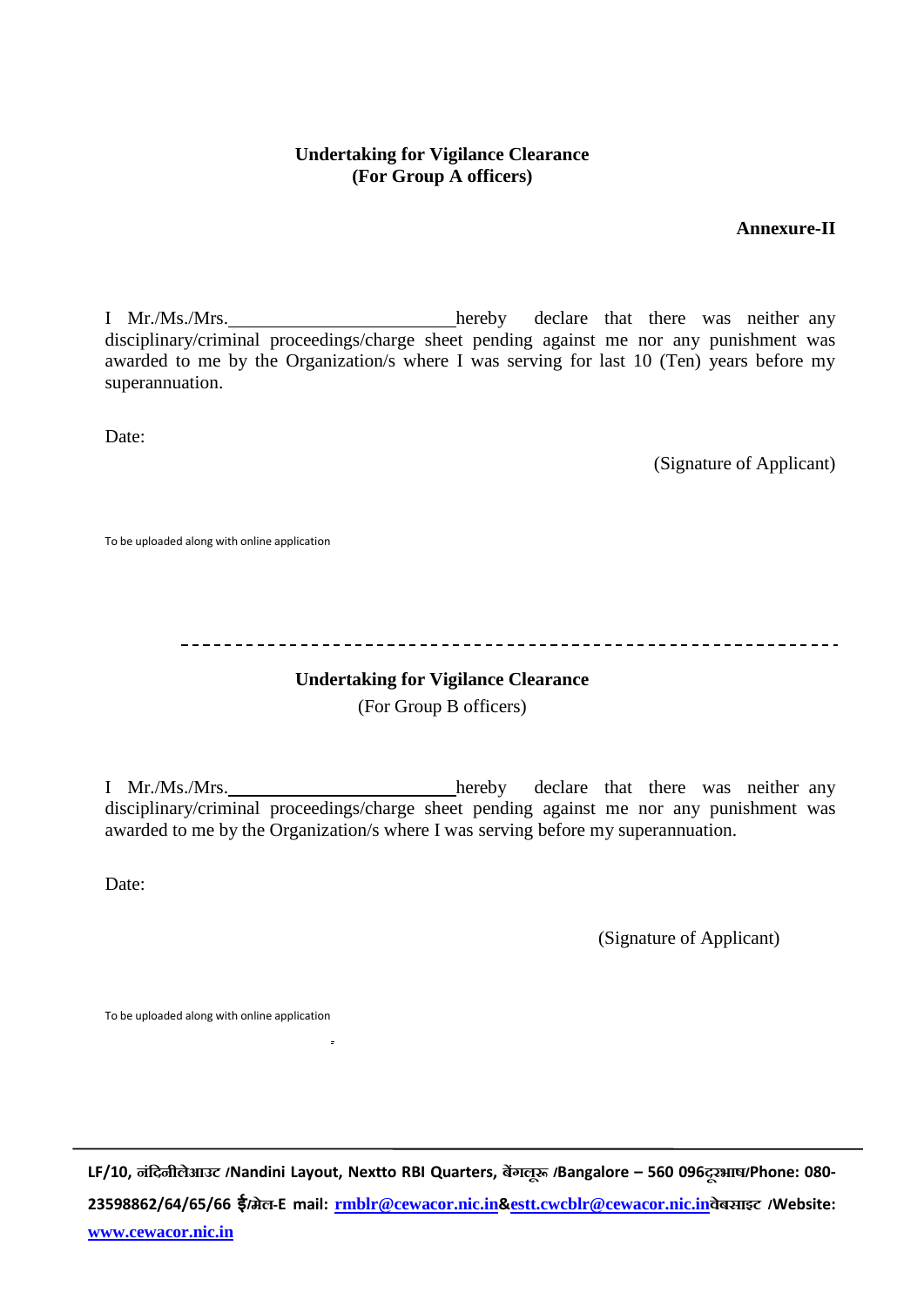**Undertaking for Vigilance Clearance**
**(For Group A officers)**

**Annexure-II**

I Mr./Ms./Mrs.\_\_\_\_\_\_\_\_\_\_\_\_\_\_\_\_\_\_\_\_\_\_\_\_\_hereby declare that there was neither any disciplinary/criminal proceedings/charge sheet pending against me nor any punishment was awarded to me by the Organization/s where I was serving for last 10 (Ten) years before my superannuation.

Date:

(Signature of Applicant)

To be uploaded along with online application

---

**Undertaking for Vigilance Clearance**
(For Group B officers)

I Mr./Ms./Mrs.\_\_\_\_\_\_\_\_\_\_\_\_\_\_\_\_\_\_\_\_\_\_\_\_\_hereby declare that there was neither any disciplinary/criminal proceedings/charge sheet pending against me nor any punishment was awarded to me by the Organization/s where I was serving before my superannuation.

Date:

(Signature of Applicant)

To be uploaded along with online application